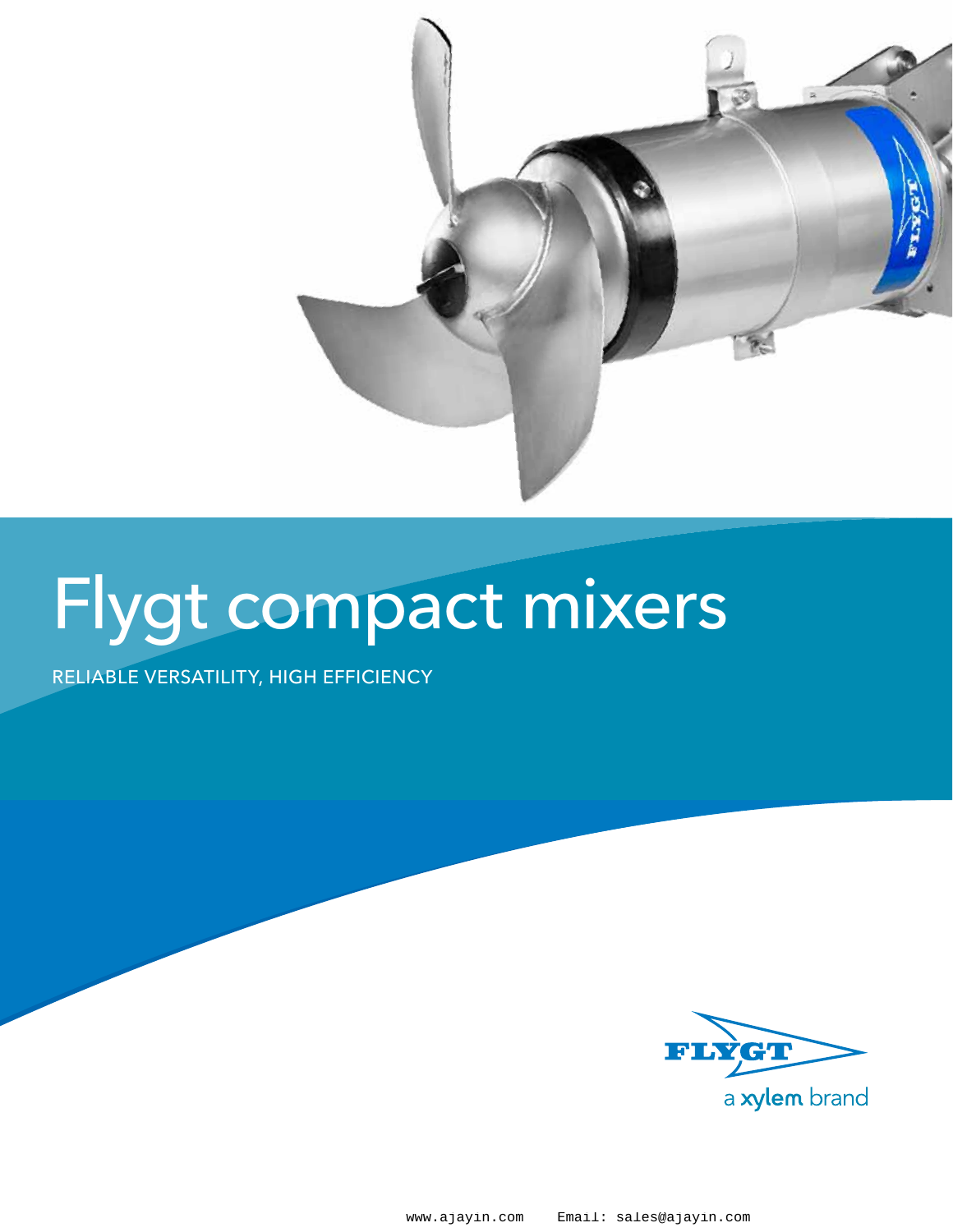# Flygt compact mixers

RELIABLE VERSATILITY, HIGH EFFICIENCY

FLYGT

a xylem brand

www.ajayin.com Email: sales@ajayin.com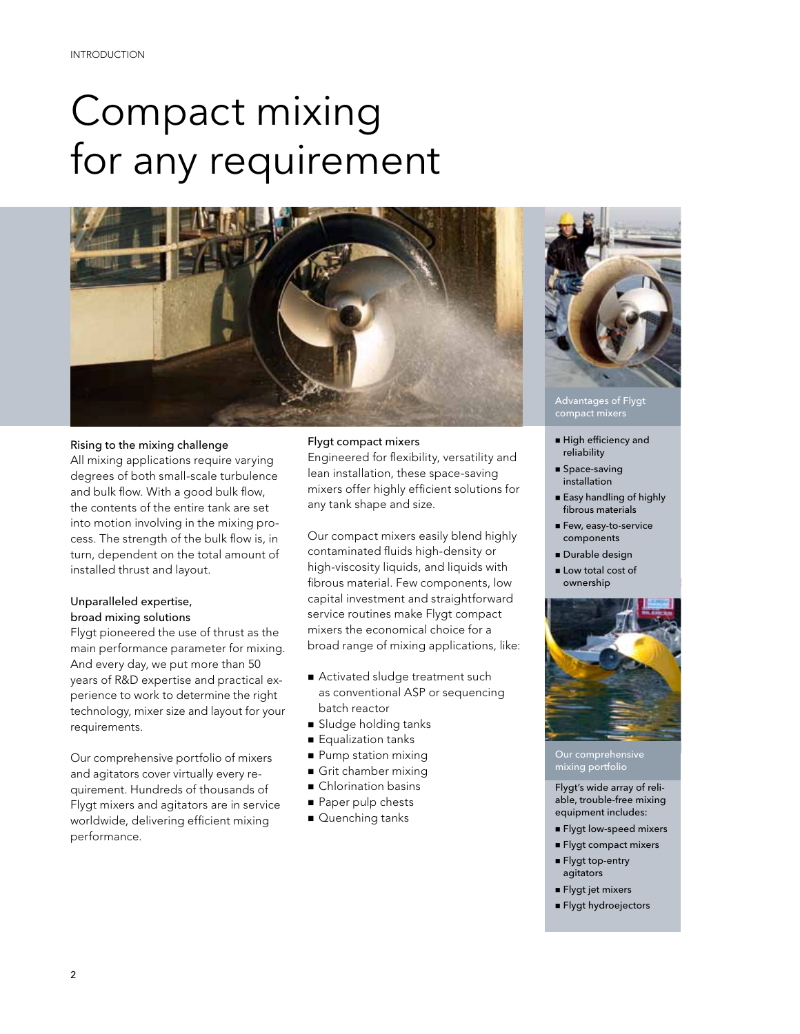# Compact mixing for any requirement

### Rising to the mixing challenge

All mixing applications require varying degrees of both small-scale turbulence and bulk flow. With a good bulk flow, the contents of the entire tank are set into motion involving in the mixing process. The strength of the bulk flow is, in turn, dependent on the total amount of installed thrust and layout.

### Unparalleled expertise, broad mixing solutions

Flygt pioneered the use of thrust as the main performance parameter for mixing. And every day, we put more than 50 years of R&D expertise and practical experience to work to determine the right technology, mixer size and layout for your requirements.

Our comprehensive portfolio of mixers and agitators cover virtually every requirement. Hundreds of thousands of Flygt mixers and agitators are in service worldwide, delivering efficient mixing performance.

### Flygt compact mixers

Engineered for flexibility, versatility and lean installation, these space-saving mixers offer highly efficient solutions for any tank shape and size.

Our compact mixers easily blend highly contaminated fluids high-density or high-viscosity liquids, and liquids with fibrous material. Few components, low capital investment and straightforward service routines make Flygt compact mixers the economical choice for a broad range of mixing applications, like:

- Activated sludge treatment such as conventional ASP or sequencing batch reactor
- Sludge holding tanks
- Equalization tanks
- Pump station mixing
- Grit chamber mixing
- Chlorination basins
- Paper pulp chests
- Quenching tanks

### Advantages of Flygt compact mixers

- High efficiency and reliability
- Space-saving installation
- Easy handling of highly fibrous materials
- Few, easy-to-service components
- Durable design
- Low total cost of ownership

### Our comprehensive mixing portfolio

Flygt's wide array of reliable, trouble-free mixing equipment includes:

- Flygt low-speed mixers
- Flygt compact mixers
- Flygt top-entry agitators
- Flygt jet mixers
- Flygt hydroejectors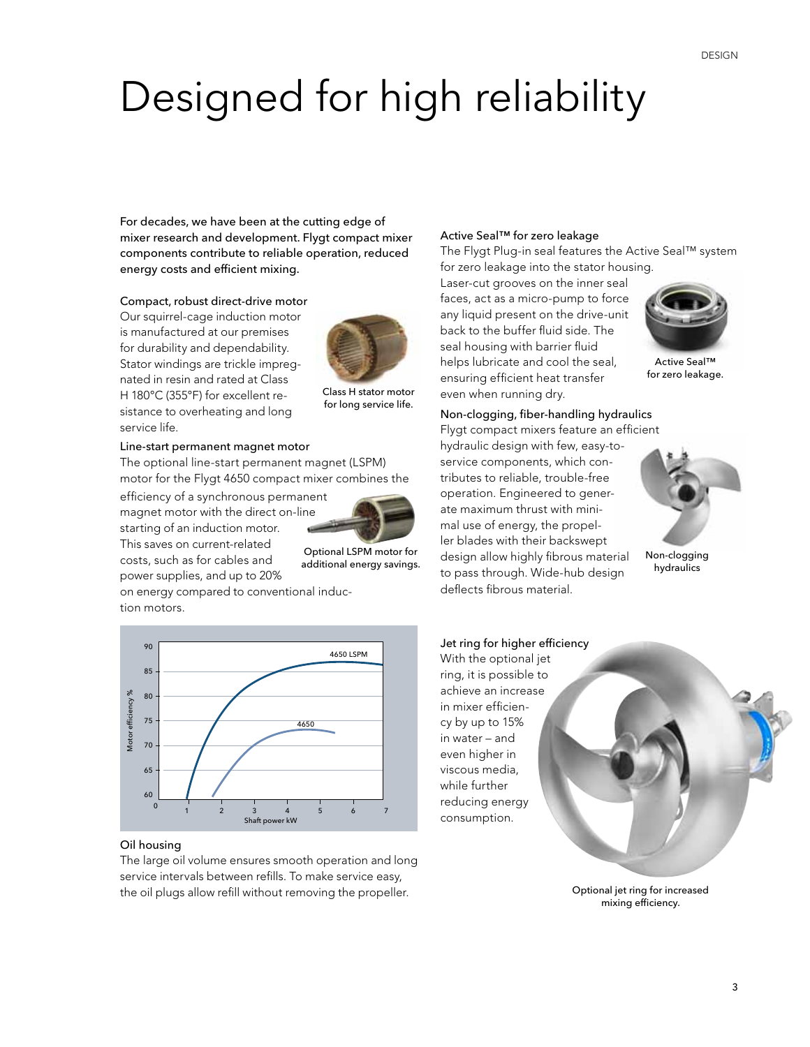# Designed for high reliability

**For decades, we have been at the cutting edge of mixer research and development. Flygt compact mixer components contribute to reliable operation, reduced energy costs and efficient mixing.**

### Compact, robust direct-drive motor

Our squirrel-cage induction motor is manufactured at our premises for durability and dependability. Stator windings are trickle impregnated in resin and rated at Class H 180°C (355°F) for excellent resistance to overheating and long service life.

Class H stator motor for long service life.

### Line-start permanent magnet motor

The optional line-start permanent magnet (LSPM) motor for the Flygt 4650 compact mixer combines the efficiency of a synchronous permanent magnet motor with the direct on-line starting of an induction motor. This saves on current-related costs, such as for cables and power supplies, and up to 20% on energy compared to conventional induction motors.

Optional LSPM motor for additional energy savings.

### Oil housing

The large oil volume ensures smooth operation and long service intervals between refills. To make service easy, the oil plugs allow refill without removing the propeller.

### Active Seal™ for zero leakage

The Flygt Plug-in seal features the Active Seal™ system for zero leakage into the stator housing. Laser-cut grooves on the inner seal faces, act as a micro-pump to force any liquid present on the drive-unit back to the buffer fluid side. The seal housing with barrier fluid helps lubricate and cool the seal, ensuring efficient heat transfer even when running dry.

Active Seal™ for zero leakage.

### Non-clogging, fiber-handling hydraulics

Flygt compact mixers feature an efficient hydraulic design with few, easy-to-service components, which contributes to reliable, trouble-free operation. Engineered to generate maximum thrust with minimal use of energy, the propeller blades with their backswept design allow highly fibrous material to pass through. Wide-hub design deflects fibrous material.

Non-clogging hydraulics

### Jet ring for higher efficiency

With the optional jet ring, it is possible to achieve an increase in mixer efficiency by up to 15% in water – and even higher in viscous media, while further reducing energy consumption.

Optional jet ring for increased mixing efficiency.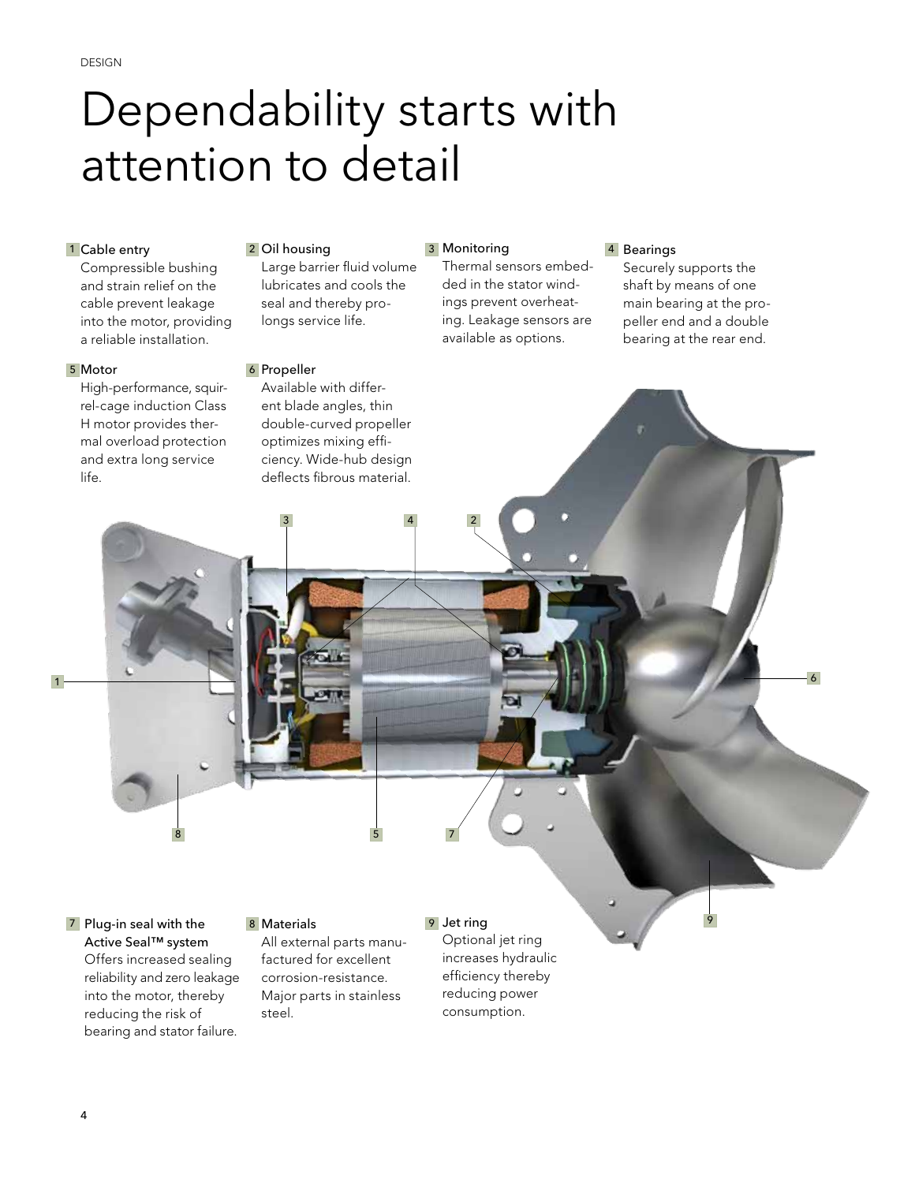DESIGN

# Dependability starts with attention to detail

**1 Cable entry**
Compressible bushing and strain relief on the cable prevent leakage into the motor, providing a reliable installation.

**2 Oil housing**
Large barrier fluid volume lubricates and cools the seal and thereby prolongs service life.

**3 Monitoring**
Thermal sensors embedded in the stator windings prevent overheating. Leakage sensors are available as options.

**4 Bearings**
Securely supports the shaft by means of one main bearing at the propeller end and a double bearing at the rear end.

**5 Motor**
High-performance, squirrel-cage induction Class H motor provides thermal overload protection and extra long service life.

**6 Propeller**
Available with different blade angles, thin double-curved propeller optimizes mixing efficiency. Wide-hub design deflects fibrous material.

**7 Plug-in seal with the Active Seal™ system**
Offers increased sealing reliability and zero leakage into the motor, thereby reducing the risk of bearing and stator failure.

**8 Materials**
All external parts manufactured for excellent corrosion-resistance. Major parts in stainless steel.

**9 Jet ring**
Optional jet ring increases hydraulic efficiency thereby reducing power consumption.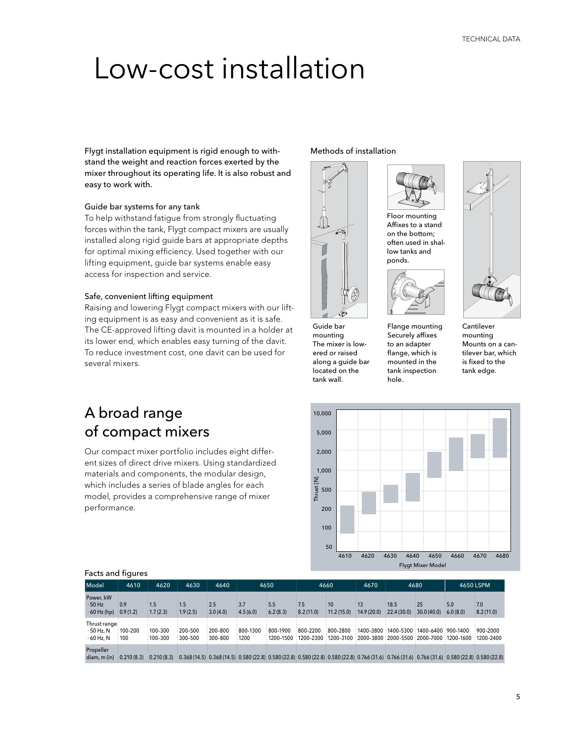# Low-cost installation

**Flygt installation equipment is rigid enough to withstand the weight and reaction forces exerted by the mixer throughout its operating life. It is also robust and easy to work with.**

### Guide bar systems for any tank

To help withstand fatigue from strongly fluctuating forces within the tank, Flygt compact mixers are usually installed along rigid guide bars at appropriate depths for optimal mixing efficiency. Used together with our lifting equipment, guide bar systems enable easy access for inspection and service.

### Safe, convenient lifting equipment

Raising and lowering Flygt compact mixers with our lifting equipment is as easy and convenient as it is safe. The CE-approved lifting davit is mounted in a holder at its lower end, which enables easy turning of the davit. To reduce investment cost, one davit can be used for several mixers.

### Methods of installation

Guide bar mounting
The mixer is lowered or raised along a guide bar located on the tank wall.

Floor mounting
Affixes to a stand on the bottom; often used in shallow tanks and ponds.

Flange mounting
Securely affixes to an adapter flange, which is mounted in the tank inspection hole.

Cantilever mounting
Mounts on a cantilever bar, which is fixed to the tank edge.

## A broad range of compact mixers

Our compact mixer portfolio includes eight different sizes of direct drive mixers. Using standardized materials and components, the modular design, which includes a series of blade angles for each model, provides a comprehensive range of mixer performance.

Thrust [N] vs. Flygt Mixer Model (4610, 4620, 4630, 4640, 4650, 4660, 4670, 4680)

### Facts and figures

| Model | 4610 | 4620 | 4630 | 4640 | 4650 | | 4660 | | 4670 | 4680 | | 4650 LSPM | |
|---|---|---|---|---|---|---|---|---|---|---|---|---|---|
| Power, kW · 50 Hz · 60 Hz (hp) | 0.9<br>0.9 (1.2) | 1.5<br>1.7 (2.3) | 1.5<br>1.9 (2.5) | 2.5<br>3.0 (4.0) | 3.7<br>4.5 (6.0) | 5.5<br>6.2 (8.3) | 7.5<br>8.2 (11.0) | 10<br>11.2 (15.0) | 13<br>14.9 (20.0) | 18.5<br>22.4 (30.0) | 25<br>30.0 (40.0) | 5.0<br>6.0 (8.0) | 7.0<br>8.2 (11.0) |
| Thrust range · 50 Hz, N · 60 Hz, N | 100-200<br>100 | 100-300<br>100-300 | 200-500<br>300-500 | 200-800<br>300-800 | 800-1300<br>1200 | 800-1900<br>1200-1500 | 800-2200<br>1200-2300 | 800-2800<br>1200-3100 | 1400-3800<br>2000-3800 | 1400-5300<br>2000-5500 | 1400-6400<br>2000-7000 | 900-1400<br>1200-1600 | 900-2000<br>1200-2400 |
| Propeller diam, m (in) | 0.210 (8.3) | 0.210 (8.3) | 0.368 (14.5) | 0.368 (14.5) | 0.580 (22.8) | 0.580 (22.8) | 0.580 (22.8) | 0.580 (22.8) | 0.766 (31.6) | 0.766 (31.6) | 0.766 (31.6) | 0.580 (22.8) | 0.580 (22.8) |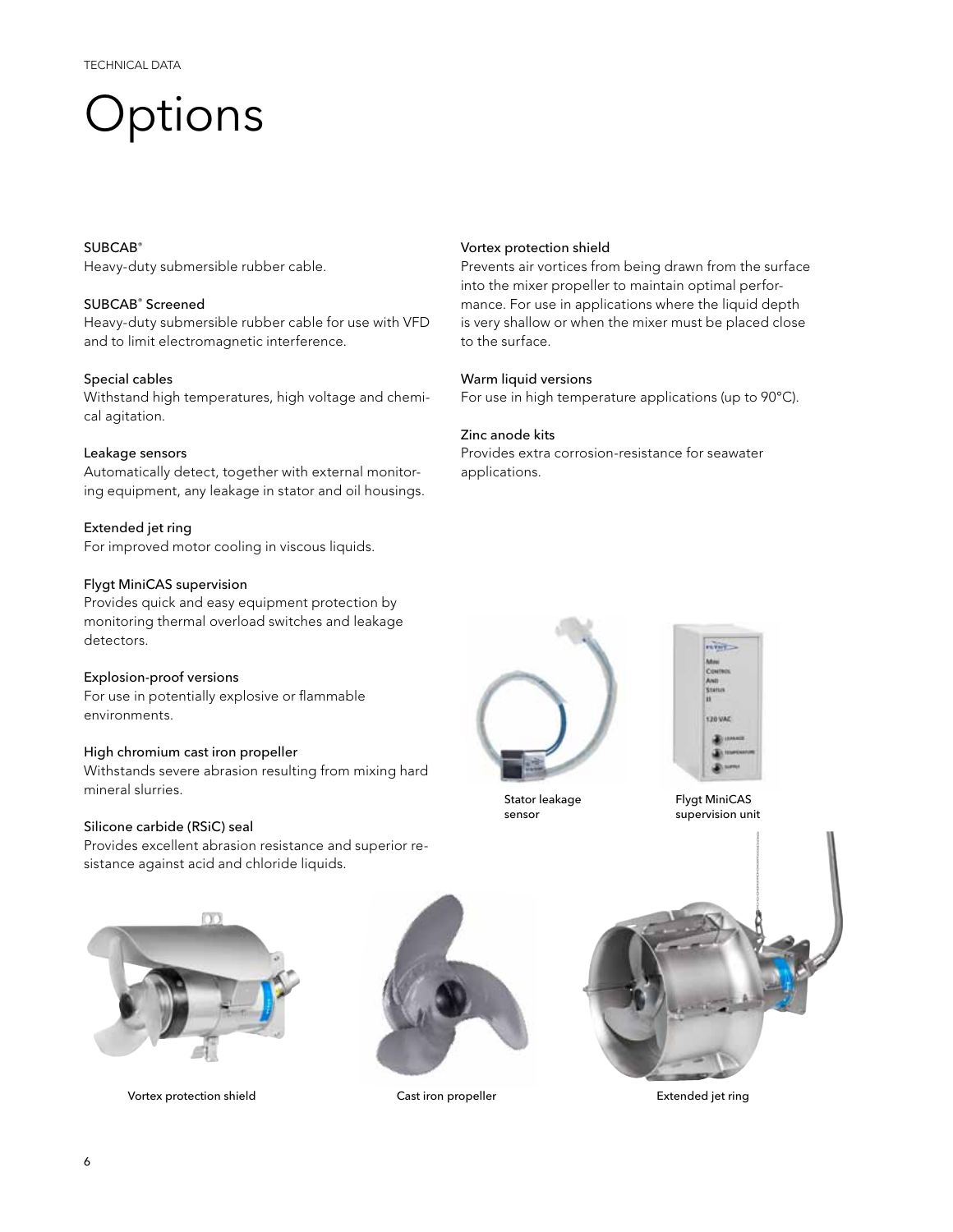# Options

**SUBCAB®**
Heavy-duty submersible rubber cable.

**SUBCAB® Screened**
Heavy-duty submersible rubber cable for use with VFD and to limit electromagnetic interference.

**Special cables**
Withstand high temperatures, high voltage and chemical agitation.

**Leakage sensors**
Automatically detect, together with external monitoring equipment, any leakage in stator and oil housings.

**Extended jet ring**
For improved motor cooling in viscous liquids.

**Flygt MiniCAS supervision**
Provides quick and easy equipment protection by monitoring thermal overload switches and leakage detectors.

**Explosion-proof versions**
For use in potentially explosive or flammable environments.

**High chromium cast iron propeller**
Withstands severe abrasion resulting from mixing hard mineral slurries.

**Silicone carbide (RSiC) seal**
Provides excellent abrasion resistance and superior resistance against acid and chloride liquids.

**Vortex protection shield**
Prevents air vortices from being drawn from the surface into the mixer propeller to maintain optimal performance. For use in applications where the liquid depth is very shallow or when the mixer must be placed close to the surface.

**Warm liquid versions**
For use in high temperature applications (up to 90°C).

**Zinc anode kits**
Provides extra corrosion-resistance for seawater applications.

Stator leakage sensor

Flygt MiniCAS supervision unit

Vortex protection shield

Cast iron propeller

Extended jet ring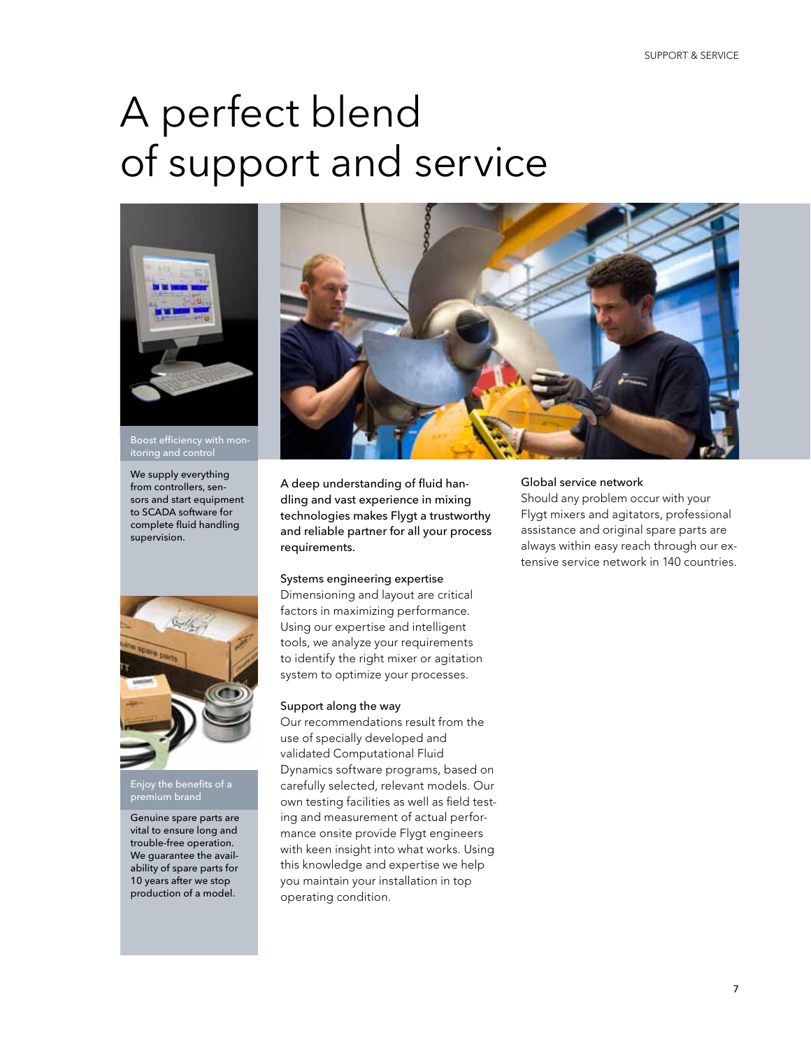# A perfect blend of support and service

Boost efficiency with monitoring and control

We supply everything from controllers, sensors and start equipment to SCADA software for complete fluid handling supervision.

Enjoy the benefits of a premium brand

Genuine spare parts are vital to ensure long and trouble-free operation. We guarantee the availability of spare parts for 10 years after we stop production of a model.

A deep understanding of fluid handling and vast experience in mixing technologies makes Flygt a trustworthy and reliable partner for all your process requirements.

### Systems engineering expertise

Dimensioning and layout are critical factors in maximizing performance. Using our expertise and intelligent tools, we analyze your requirements to identify the right mixer or agitation system to optimize your processes.

### Support along the way

Our recommendations result from the use of specially developed and validated Computational Fluid Dynamics software programs, based on carefully selected, relevant models. Our own testing facilities as well as field testing and measurement of actual performance onsite provide Flygt engineers with keen insight into what works. Using this knowledge and expertise we help you maintain your installation in top operating condition.

### Global service network

Should any problem occur with your Flygt mixers and agitators, professional assistance and original spare parts are always within easy reach through our extensive service network in 140 countries.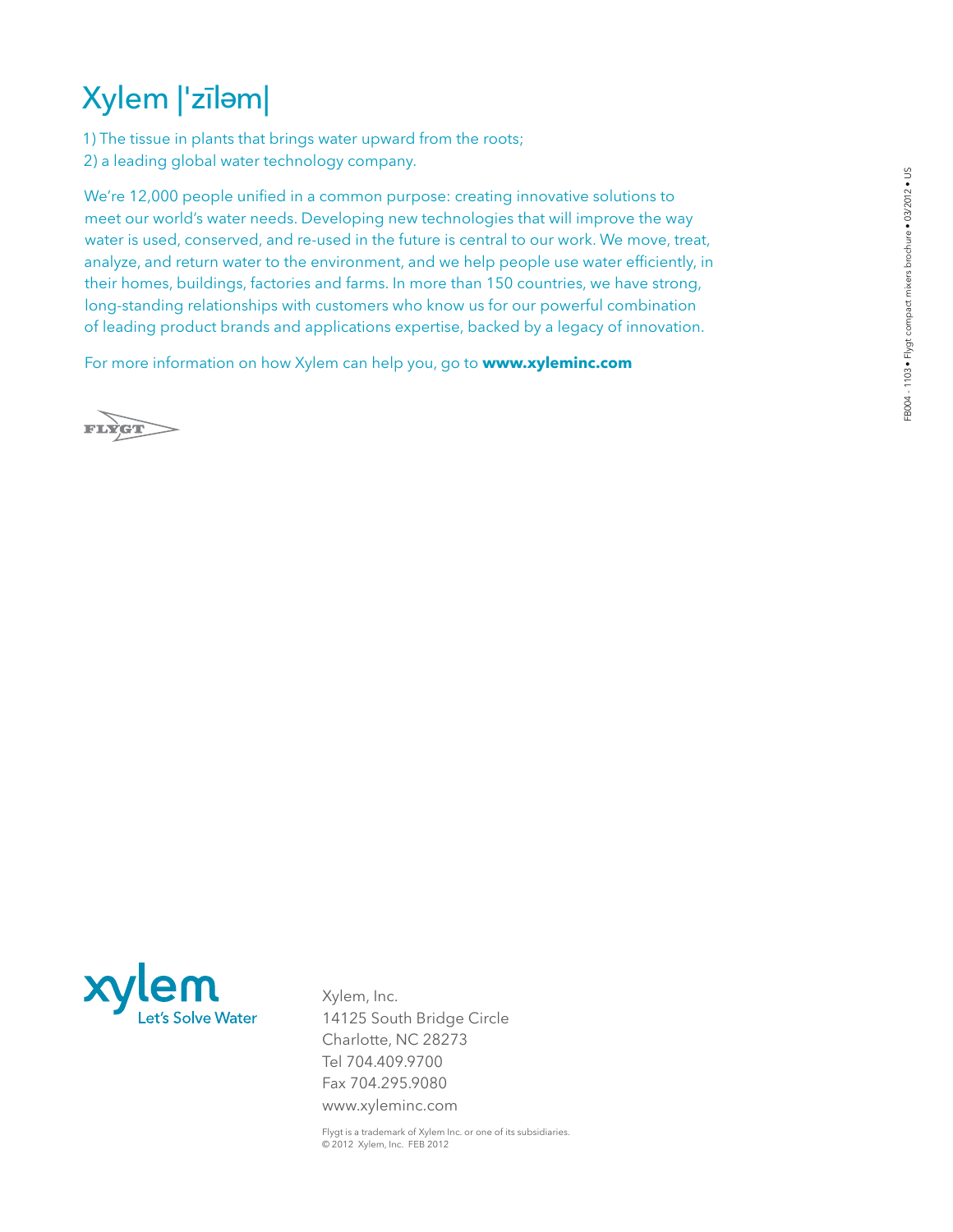# Xylem |'zīləm|

1) The tissue in plants that brings water upward from the roots;
2) a leading global water technology company.

We're 12,000 people unified in a common purpose: creating innovative solutions to meet our world's water needs. Developing new technologies that will improve the way water is used, conserved, and re-used in the future is central to our work. We move, treat, analyze, and return water to the environment, and we help people use water efficiently, in their homes, buildings, factories and farms. In more than 150 countries, we have strong, long-standing relationships with customers who know us for our powerful combination of leading product brands and applications expertise, backed by a legacy of innovation.

For more information on how Xylem can help you, go to **www.xyleminc.com**

FLYGT

xylem
Let's Solve Water

Xylem, Inc.
14125 South Bridge Circle
Charlotte, NC 28273
Tel 704.409.9700
Fax 704.295.9080
www.xyleminc.com

Flygt is a trademark of Xylem Inc. or one of its subsidiaries.
© 2012 Xylem, Inc. FEB 2012

FB004 - 1103 • Flygt compact mixers brochure • 03/2012 • US